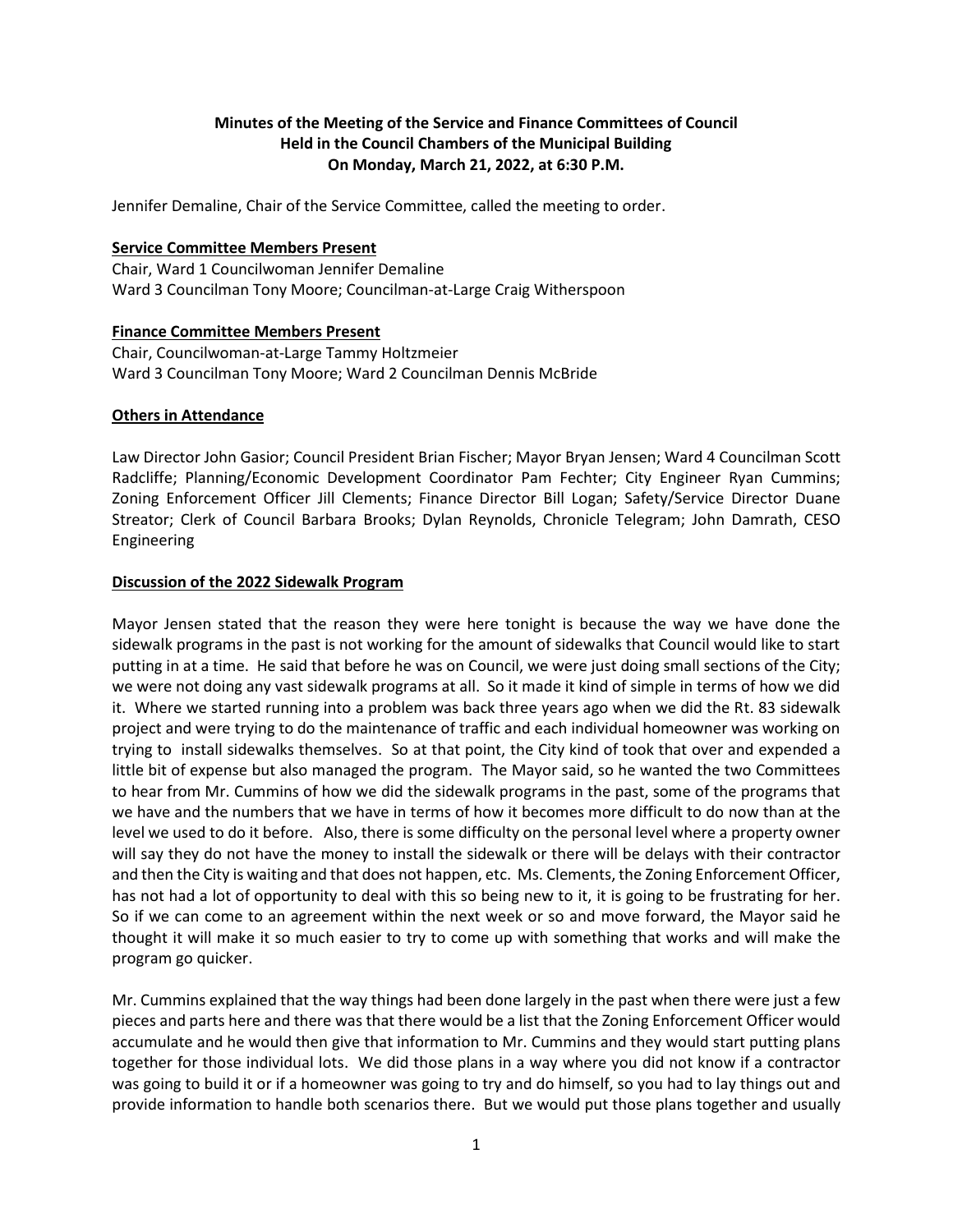**Minutes of the Meeting of the Service and Finance Committees of Council**
**Held in the Council Chambers of the Municipal Building**
**On Monday, March 21, 2022, at 6:30 P.M.**

Jennifer Demaline, Chair of the Service Committee, called the meeting to order.

**Service Committee Members Present**

Chair, Ward 1 Councilwoman Jennifer Demaline
Ward 3 Councilman Tony Moore; Councilman-at-Large Craig Witherspoon

**Finance Committee Members Present**

Chair, Councilwoman-at-Large Tammy Holtzmeier
Ward 3 Councilman Tony Moore; Ward 2 Councilman Dennis McBride

**Others in Attendance**

Law Director John Gasior; Council President Brian Fischer; Mayor Bryan Jensen; Ward 4 Councilman Scott Radcliffe; Planning/Economic Development Coordinator Pam Fechter; City Engineer Ryan Cummins; Zoning Enforcement Officer Jill Clements; Finance Director Bill Logan; Safety/Service Director Duane Streator; Clerk of Council Barbara Brooks; Dylan Reynolds, Chronicle Telegram; John Damrath, CESO Engineering

**Discussion of the 2022 Sidewalk Program**

Mayor Jensen stated that the reason they were here tonight is because the way we have done the sidewalk programs in the past is not working for the amount of sidewalks that Council would like to start putting in at a time. He said that before he was on Council, we were just doing small sections of the City; we were not doing any vast sidewalk programs at all. So it made it kind of simple in terms of how we did it. Where we started running into a problem was back three years ago when we did the Rt. 83 sidewalk project and were trying to do the maintenance of traffic and each individual homeowner was working on trying to install sidewalks themselves. So at that point, the City kind of took that over and expended a little bit of expense but also managed the program. The Mayor said, so he wanted the two Committees to hear from Mr. Cummins of how we did the sidewalk programs in the past, some of the programs that we have and the numbers that we have in terms of how it becomes more difficult to do now than at the level we used to do it before. Also, there is some difficulty on the personal level where a property owner will say they do not have the money to install the sidewalk or there will be delays with their contractor and then the City is waiting and that does not happen, etc. Ms. Clements, the Zoning Enforcement Officer, has not had a lot of opportunity to deal with this so being new to it, it is going to be frustrating for her. So if we can come to an agreement within the next week or so and move forward, the Mayor said he thought it will make it so much easier to try to come up with something that works and will make the program go quicker.

Mr. Cummins explained that the way things had been done largely in the past when there were just a few pieces and parts here and there was that there would be a list that the Zoning Enforcement Officer would accumulate and he would then give that information to Mr. Cummins and they would start putting plans together for those individual lots. We did those plans in a way where you did not know if a contractor was going to build it or if a homeowner was going to try and do himself, so you had to lay things out and provide information to handle both scenarios there. But we would put those plans together and usually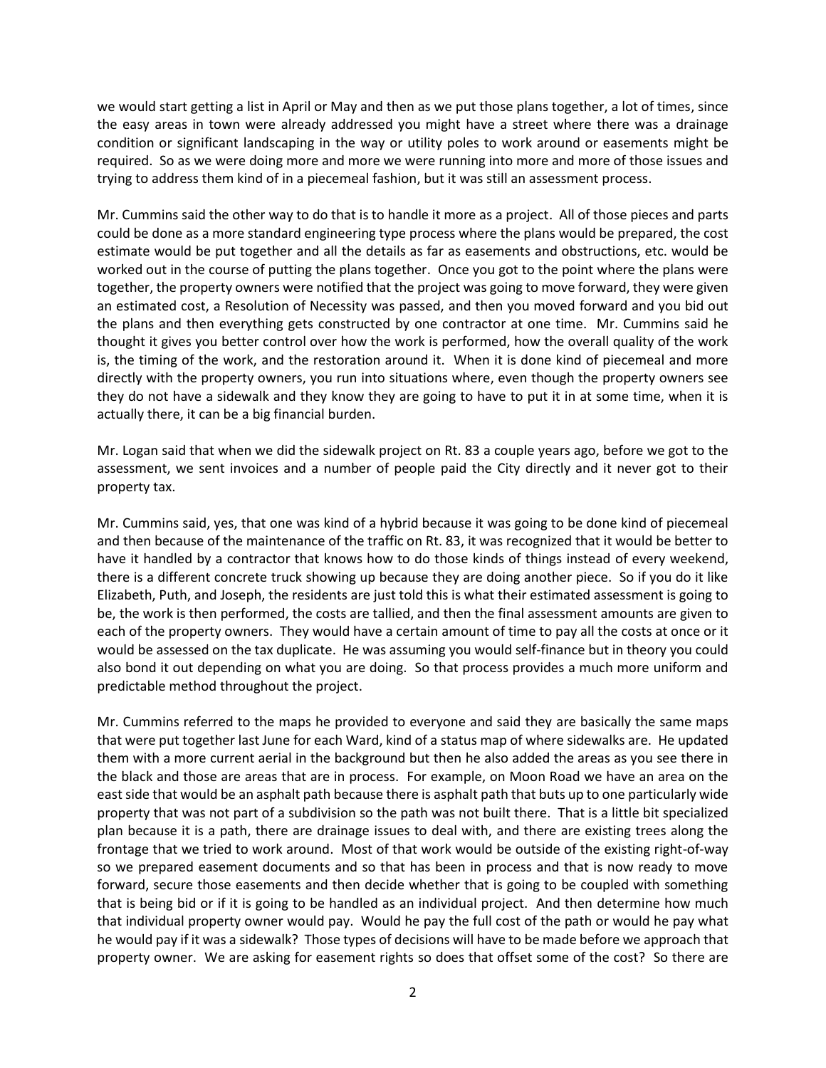we would start getting a list in April or May and then as we put those plans together, a lot of times, since the easy areas in town were already addressed you might have a street where there was a drainage condition or significant landscaping in the way or utility poles to work around or easements might be required. So as we were doing more and more we were running into more and more of those issues and trying to address them kind of in a piecemeal fashion, but it was still an assessment process.

Mr. Cummins said the other way to do that is to handle it more as a project. All of those pieces and parts could be done as a more standard engineering type process where the plans would be prepared, the cost estimate would be put together and all the details as far as easements and obstructions, etc. would be worked out in the course of putting the plans together. Once you got to the point where the plans were together, the property owners were notified that the project was going to move forward, they were given an estimated cost, a Resolution of Necessity was passed, and then you moved forward and you bid out the plans and then everything gets constructed by one contractor at one time. Mr. Cummins said he thought it gives you better control over how the work is performed, how the overall quality of the work is, the timing of the work, and the restoration around it. When it is done kind of piecemeal and more directly with the property owners, you run into situations where, even though the property owners see they do not have a sidewalk and they know they are going to have to put it in at some time, when it is actually there, it can be a big financial burden.

Mr. Logan said that when we did the sidewalk project on Rt. 83 a couple years ago, before we got to the assessment, we sent invoices and a number of people paid the City directly and it never got to their property tax.

Mr. Cummins said, yes, that one was kind of a hybrid because it was going to be done kind of piecemeal and then because of the maintenance of the traffic on Rt. 83, it was recognized that it would be better to have it handled by a contractor that knows how to do those kinds of things instead of every weekend, there is a different concrete truck showing up because they are doing another piece. So if you do it like Elizabeth, Puth, and Joseph, the residents are just told this is what their estimated assessment is going to be, the work is then performed, the costs are tallied, and then the final assessment amounts are given to each of the property owners. They would have a certain amount of time to pay all the costs at once or it would be assessed on the tax duplicate. He was assuming you would self-finance but in theory you could also bond it out depending on what you are doing. So that process provides a much more uniform and predictable method throughout the project.

Mr. Cummins referred to the maps he provided to everyone and said they are basically the same maps that were put together last June for each Ward, kind of a status map of where sidewalks are. He updated them with a more current aerial in the background but then he also added the areas as you see there in the black and those are areas that are in process. For example, on Moon Road we have an area on the east side that would be an asphalt path because there is asphalt path that buts up to one particularly wide property that was not part of a subdivision so the path was not built there. That is a little bit specialized plan because it is a path, there are drainage issues to deal with, and there are existing trees along the frontage that we tried to work around. Most of that work would be outside of the existing right-of-way so we prepared easement documents and so that has been in process and that is now ready to move forward, secure those easements and then decide whether that is going to be coupled with something that is being bid or if it is going to be handled as an individual project. And then determine how much that individual property owner would pay. Would he pay the full cost of the path or would he pay what he would pay if it was a sidewalk? Those types of decisions will have to be made before we approach that property owner. We are asking for easement rights so does that offset some of the cost? So there are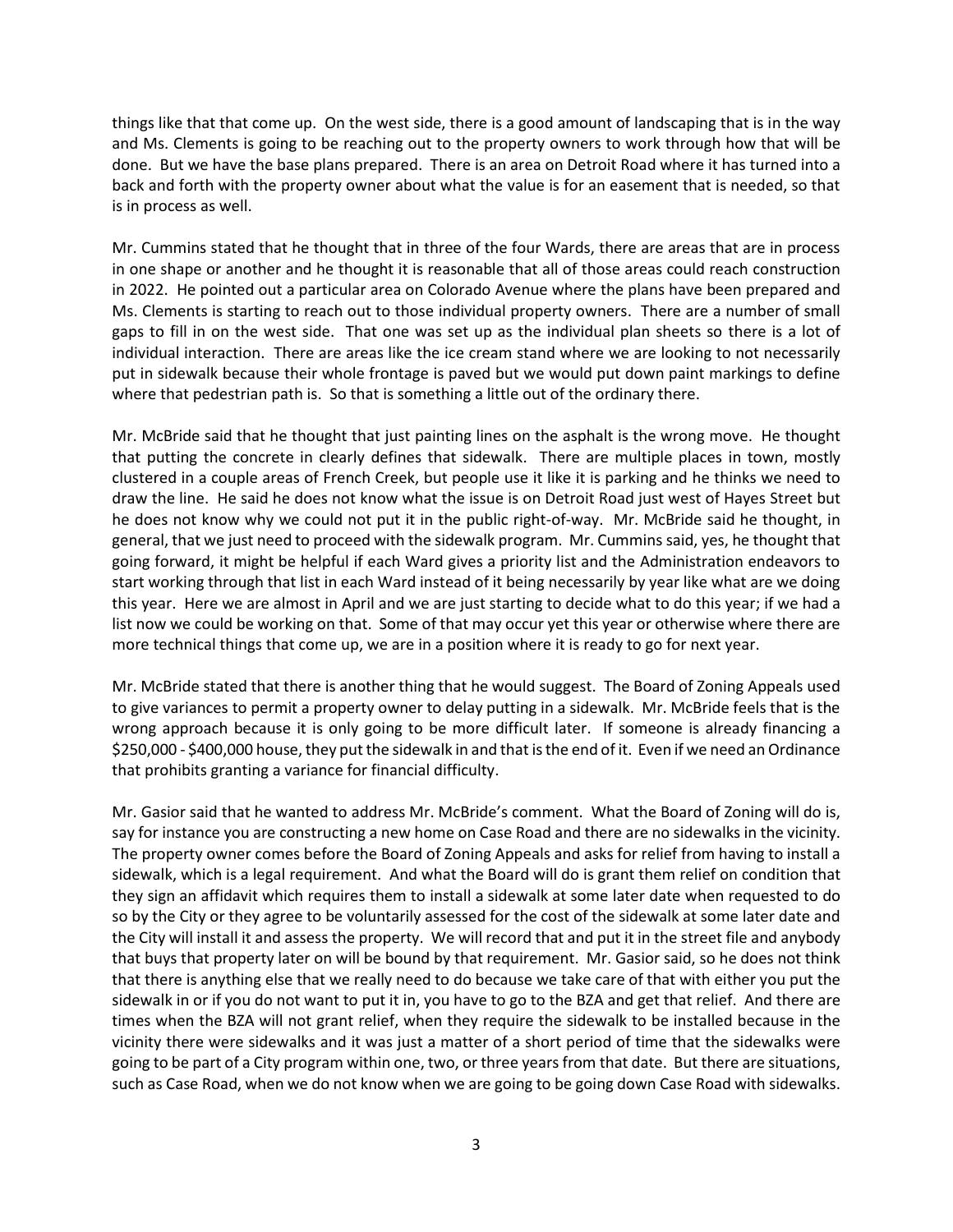things like that that come up. On the west side, there is a good amount of landscaping that is in the way and Ms. Clements is going to be reaching out to the property owners to work through how that will be done. But we have the base plans prepared. There is an area on Detroit Road where it has turned into a back and forth with the property owner about what the value is for an easement that is needed, so that is in process as well.

Mr. Cummins stated that he thought that in three of the four Wards, there are areas that are in process in one shape or another and he thought it is reasonable that all of those areas could reach construction in 2022. He pointed out a particular area on Colorado Avenue where the plans have been prepared and Ms. Clements is starting to reach out to those individual property owners. There are a number of small gaps to fill in on the west side. That one was set up as the individual plan sheets so there is a lot of individual interaction. There are areas like the ice cream stand where we are looking to not necessarily put in sidewalk because their whole frontage is paved but we would put down paint markings to define where that pedestrian path is. So that is something a little out of the ordinary there.

Mr. McBride said that he thought that just painting lines on the asphalt is the wrong move. He thought that putting the concrete in clearly defines that sidewalk. There are multiple places in town, mostly clustered in a couple areas of French Creek, but people use it like it is parking and he thinks we need to draw the line. He said he does not know what the issue is on Detroit Road just west of Hayes Street but he does not know why we could not put it in the public right-of-way. Mr. McBride said he thought, in general, that we just need to proceed with the sidewalk program. Mr. Cummins said, yes, he thought that going forward, it might be helpful if each Ward gives a priority list and the Administration endeavors to start working through that list in each Ward instead of it being necessarily by year like what are we doing this year. Here we are almost in April and we are just starting to decide what to do this year; if we had a list now we could be working on that. Some of that may occur yet this year or otherwise where there are more technical things that come up, we are in a position where it is ready to go for next year.

Mr. McBride stated that there is another thing that he would suggest. The Board of Zoning Appeals used to give variances to permit a property owner to delay putting in a sidewalk. Mr. McBride feels that is the wrong approach because it is only going to be more difficult later. If someone is already financing a $250,000 - $400,000 house, they put the sidewalk in and that is the end of it. Even if we need an Ordinance that prohibits granting a variance for financial difficulty.

Mr. Gasior said that he wanted to address Mr. McBride's comment. What the Board of Zoning will do is, say for instance you are constructing a new home on Case Road and there are no sidewalks in the vicinity. The property owner comes before the Board of Zoning Appeals and asks for relief from having to install a sidewalk, which is a legal requirement. And what the Board will do is grant them relief on condition that they sign an affidavit which requires them to install a sidewalk at some later date when requested to do so by the City or they agree to be voluntarily assessed for the cost of the sidewalk at some later date and the City will install it and assess the property. We will record that and put it in the street file and anybody that buys that property later on will be bound by that requirement. Mr. Gasior said, so he does not think that there is anything else that we really need to do because we take care of that with either you put the sidewalk in or if you do not want to put it in, you have to go to the BZA and get that relief. And there are times when the BZA will not grant relief, when they require the sidewalk to be installed because in the vicinity there were sidewalks and it was just a matter of a short period of time that the sidewalks were going to be part of a City program within one, two, or three years from that date. But there are situations, such as Case Road, when we do not know when we are going to be going down Case Road with sidewalks.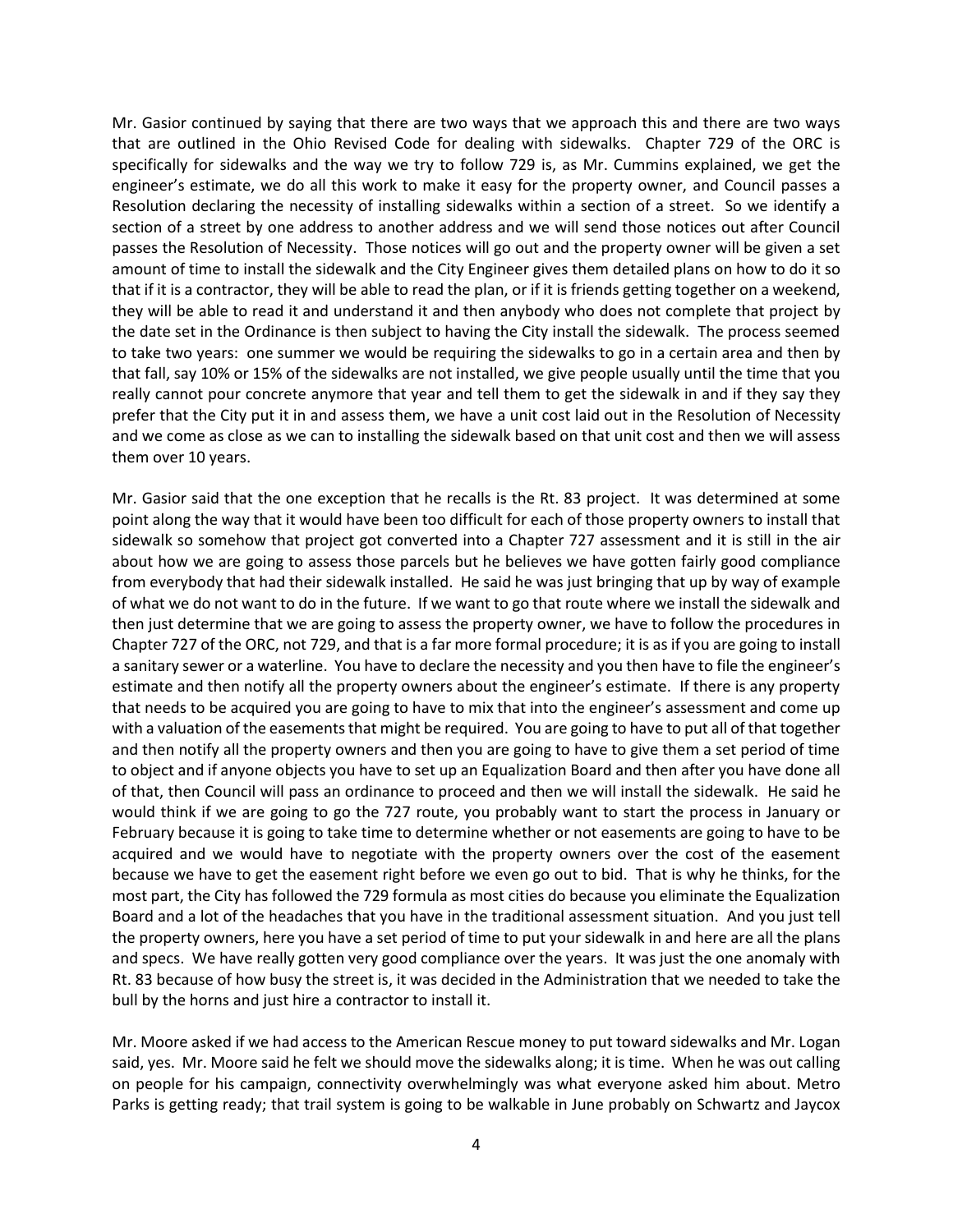Mr. Gasior continued by saying that there are two ways that we approach this and there are two ways that are outlined in the Ohio Revised Code for dealing with sidewalks. Chapter 729 of the ORC is specifically for sidewalks and the way we try to follow 729 is, as Mr. Cummins explained, we get the engineer's estimate, we do all this work to make it easy for the property owner, and Council passes a Resolution declaring the necessity of installing sidewalks within a section of a street. So we identify a section of a street by one address to another address and we will send those notices out after Council passes the Resolution of Necessity. Those notices will go out and the property owner will be given a set amount of time to install the sidewalk and the City Engineer gives them detailed plans on how to do it so that if it is a contractor, they will be able to read the plan, or if it is friends getting together on a weekend, they will be able to read it and understand it and then anybody who does not complete that project by the date set in the Ordinance is then subject to having the City install the sidewalk. The process seemed to take two years: one summer we would be requiring the sidewalks to go in a certain area and then by that fall, say 10% or 15% of the sidewalks are not installed, we give people usually until the time that you really cannot pour concrete anymore that year and tell them to get the sidewalk in and if they say they prefer that the City put it in and assess them, we have a unit cost laid out in the Resolution of Necessity and we come as close as we can to installing the sidewalk based on that unit cost and then we will assess them over 10 years.

Mr. Gasior said that the one exception that he recalls is the Rt. 83 project. It was determined at some point along the way that it would have been too difficult for each of those property owners to install that sidewalk so somehow that project got converted into a Chapter 727 assessment and it is still in the air about how we are going to assess those parcels but he believes we have gotten fairly good compliance from everybody that had their sidewalk installed. He said he was just bringing that up by way of example of what we do not want to do in the future. If we want to go that route where we install the sidewalk and then just determine that we are going to assess the property owner, we have to follow the procedures in Chapter 727 of the ORC, not 729, and that is a far more formal procedure; it is as if you are going to install a sanitary sewer or a waterline. You have to declare the necessity and you then have to file the engineer's estimate and then notify all the property owners about the engineer's estimate. If there is any property that needs to be acquired you are going to have to mix that into the engineer's assessment and come up with a valuation of the easements that might be required. You are going to have to put all of that together and then notify all the property owners and then you are going to have to give them a set period of time to object and if anyone objects you have to set up an Equalization Board and then after you have done all of that, then Council will pass an ordinance to proceed and then we will install the sidewalk. He said he would think if we are going to go the 727 route, you probably want to start the process in January or February because it is going to take time to determine whether or not easements are going to have to be acquired and we would have to negotiate with the property owners over the cost of the easement because we have to get the easement right before we even go out to bid. That is why he thinks, for the most part, the City has followed the 729 formula as most cities do because you eliminate the Equalization Board and a lot of the headaches that you have in the traditional assessment situation. And you just tell the property owners, here you have a set period of time to put your sidewalk in and here are all the plans and specs. We have really gotten very good compliance over the years. It was just the one anomaly with Rt. 83 because of how busy the street is, it was decided in the Administration that we needed to take the bull by the horns and just hire a contractor to install it.

Mr. Moore asked if we had access to the American Rescue money to put toward sidewalks and Mr. Logan said, yes. Mr. Moore said he felt we should move the sidewalks along; it is time. When he was out calling on people for his campaign, connectivity overwhelmingly was what everyone asked him about. Metro Parks is getting ready; that trail system is going to be walkable in June probably on Schwartz and Jaycox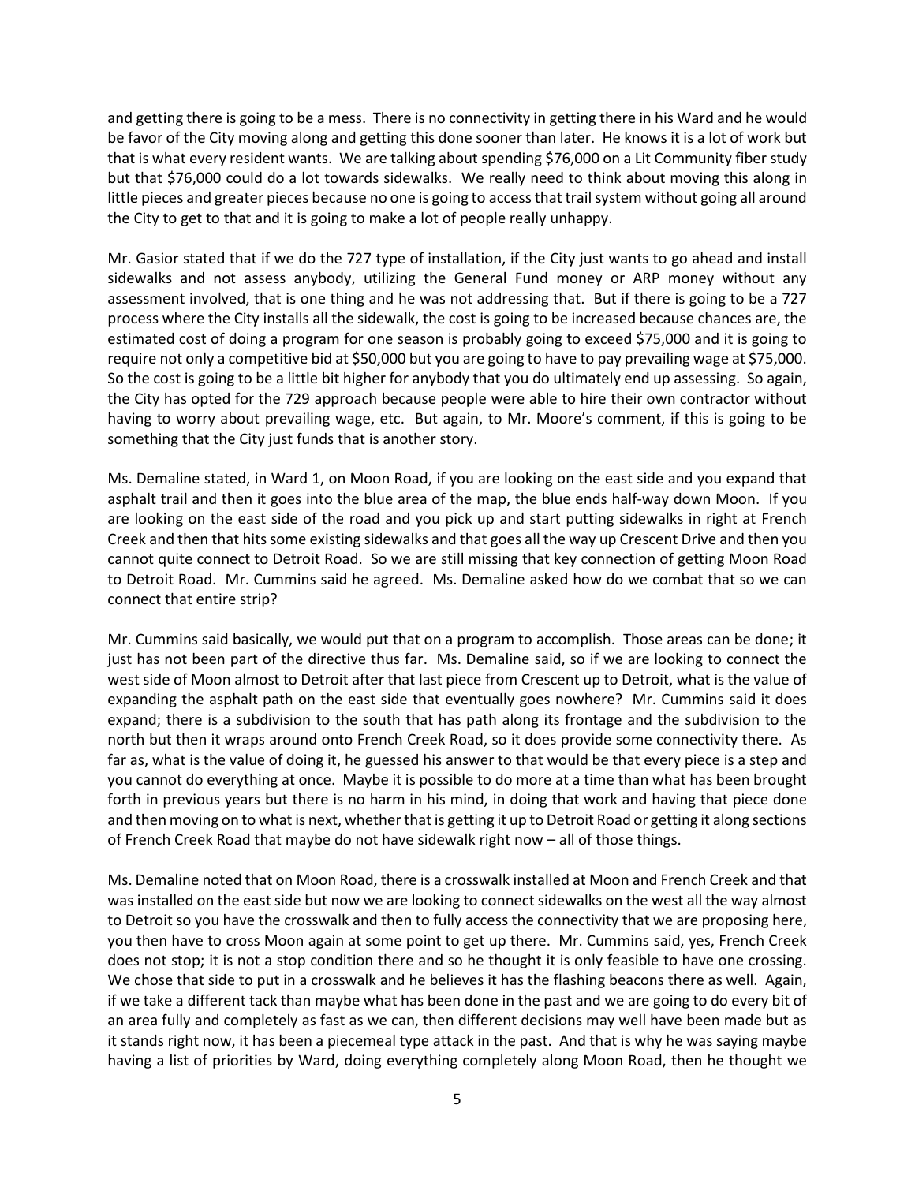and getting there is going to be a mess. There is no connectivity in getting there in his Ward and he would be favor of the City moving along and getting this done sooner than later. He knows it is a lot of work but that is what every resident wants. We are talking about spending $76,000 on a Lit Community fiber study but that $76,000 could do a lot towards sidewalks. We really need to think about moving this along in little pieces and greater pieces because no one is going to access that trail system without going all around the City to get to that and it is going to make a lot of people really unhappy.

Mr. Gasior stated that if we do the 727 type of installation, if the City just wants to go ahead and install sidewalks and not assess anybody, utilizing the General Fund money or ARP money without any assessment involved, that is one thing and he was not addressing that. But if there is going to be a 727 process where the City installs all the sidewalk, the cost is going to be increased because chances are, the estimated cost of doing a program for one season is probably going to exceed $75,000 and it is going to require not only a competitive bid at $50,000 but you are going to have to pay prevailing wage at $75,000. So the cost is going to be a little bit higher for anybody that you do ultimately end up assessing. So again, the City has opted for the 729 approach because people were able to hire their own contractor without having to worry about prevailing wage, etc. But again, to Mr. Moore's comment, if this is going to be something that the City just funds that is another story.

Ms. Demaline stated, in Ward 1, on Moon Road, if you are looking on the east side and you expand that asphalt trail and then it goes into the blue area of the map, the blue ends half-way down Moon. If you are looking on the east side of the road and you pick up and start putting sidewalks in right at French Creek and then that hits some existing sidewalks and that goes all the way up Crescent Drive and then you cannot quite connect to Detroit Road. So we are still missing that key connection of getting Moon Road to Detroit Road. Mr. Cummins said he agreed. Ms. Demaline asked how do we combat that so we can connect that entire strip?

Mr. Cummins said basically, we would put that on a program to accomplish. Those areas can be done; it just has not been part of the directive thus far. Ms. Demaline said, so if we are looking to connect the west side of Moon almost to Detroit after that last piece from Crescent up to Detroit, what is the value of expanding the asphalt path on the east side that eventually goes nowhere? Mr. Cummins said it does expand; there is a subdivision to the south that has path along its frontage and the subdivision to the north but then it wraps around onto French Creek Road, so it does provide some connectivity there. As far as, what is the value of doing it, he guessed his answer to that would be that every piece is a step and you cannot do everything at once. Maybe it is possible to do more at a time than what has been brought forth in previous years but there is no harm in his mind, in doing that work and having that piece done and then moving on to what is next, whether that is getting it up to Detroit Road or getting it along sections of French Creek Road that maybe do not have sidewalk right now – all of those things.

Ms. Demaline noted that on Moon Road, there is a crosswalk installed at Moon and French Creek and that was installed on the east side but now we are looking to connect sidewalks on the west all the way almost to Detroit so you have the crosswalk and then to fully access the connectivity that we are proposing here, you then have to cross Moon again at some point to get up there. Mr. Cummins said, yes, French Creek does not stop; it is not a stop condition there and so he thought it is only feasible to have one crossing. We chose that side to put in a crosswalk and he believes it has the flashing beacons there as well. Again, if we take a different tack than maybe what has been done in the past and we are going to do every bit of an area fully and completely as fast as we can, then different decisions may well have been made but as it stands right now, it has been a piecemeal type attack in the past. And that is why he was saying maybe having a list of priorities by Ward, doing everything completely along Moon Road, then he thought we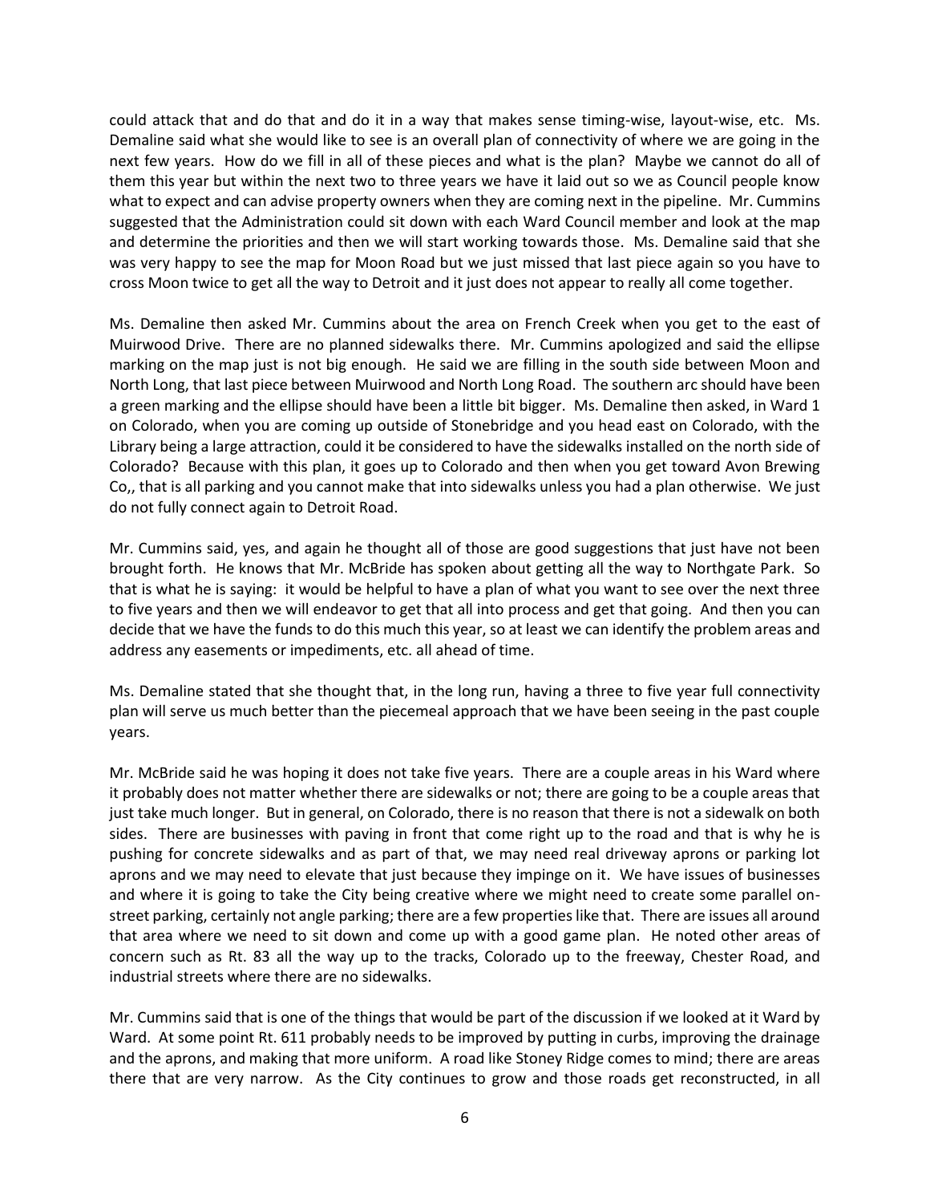could attack that and do that and do it in a way that makes sense timing-wise, layout-wise, etc. Ms. Demaline said what she would like to see is an overall plan of connectivity of where we are going in the next few years. How do we fill in all of these pieces and what is the plan? Maybe we cannot do all of them this year but within the next two to three years we have it laid out so we as Council people know what to expect and can advise property owners when they are coming next in the pipeline. Mr. Cummins suggested that the Administration could sit down with each Ward Council member and look at the map and determine the priorities and then we will start working towards those. Ms. Demaline said that she was very happy to see the map for Moon Road but we just missed that last piece again so you have to cross Moon twice to get all the way to Detroit and it just does not appear to really all come together.

Ms. Demaline then asked Mr. Cummins about the area on French Creek when you get to the east of Muirwood Drive. There are no planned sidewalks there. Mr. Cummins apologized and said the ellipse marking on the map just is not big enough. He said we are filling in the south side between Moon and North Long, that last piece between Muirwood and North Long Road. The southern arc should have been a green marking and the ellipse should have been a little bit bigger. Ms. Demaline then asked, in Ward 1 on Colorado, when you are coming up outside of Stonebridge and you head east on Colorado, with the Library being a large attraction, could it be considered to have the sidewalks installed on the north side of Colorado? Because with this plan, it goes up to Colorado and then when you get toward Avon Brewing Co,, that is all parking and you cannot make that into sidewalks unless you had a plan otherwise. We just do not fully connect again to Detroit Road.

Mr. Cummins said, yes, and again he thought all of those are good suggestions that just have not been brought forth. He knows that Mr. McBride has spoken about getting all the way to Northgate Park. So that is what he is saying: it would be helpful to have a plan of what you want to see over the next three to five years and then we will endeavor to get that all into process and get that going. And then you can decide that we have the funds to do this much this year, so at least we can identify the problem areas and address any easements or impediments, etc. all ahead of time.

Ms. Demaline stated that she thought that, in the long run, having a three to five year full connectivity plan will serve us much better than the piecemeal approach that we have been seeing in the past couple years.

Mr. McBride said he was hoping it does not take five years. There are a couple areas in his Ward where it probably does not matter whether there are sidewalks or not; there are going to be a couple areas that just take much longer. But in general, on Colorado, there is no reason that there is not a sidewalk on both sides. There are businesses with paving in front that come right up to the road and that is why he is pushing for concrete sidewalks and as part of that, we may need real driveway aprons or parking lot aprons and we may need to elevate that just because they impinge on it. We have issues of businesses and where it is going to take the City being creative where we might need to create some parallel on-street parking, certainly not angle parking; there are a few properties like that. There are issues all around that area where we need to sit down and come up with a good game plan. He noted other areas of concern such as Rt. 83 all the way up to the tracks, Colorado up to the freeway, Chester Road, and industrial streets where there are no sidewalks.

Mr. Cummins said that is one of the things that would be part of the discussion if we looked at it Ward by Ward. At some point Rt. 611 probably needs to be improved by putting in curbs, improving the drainage and the aprons, and making that more uniform. A road like Stoney Ridge comes to mind; there are areas there that are very narrow. As the City continues to grow and those roads get reconstructed, in all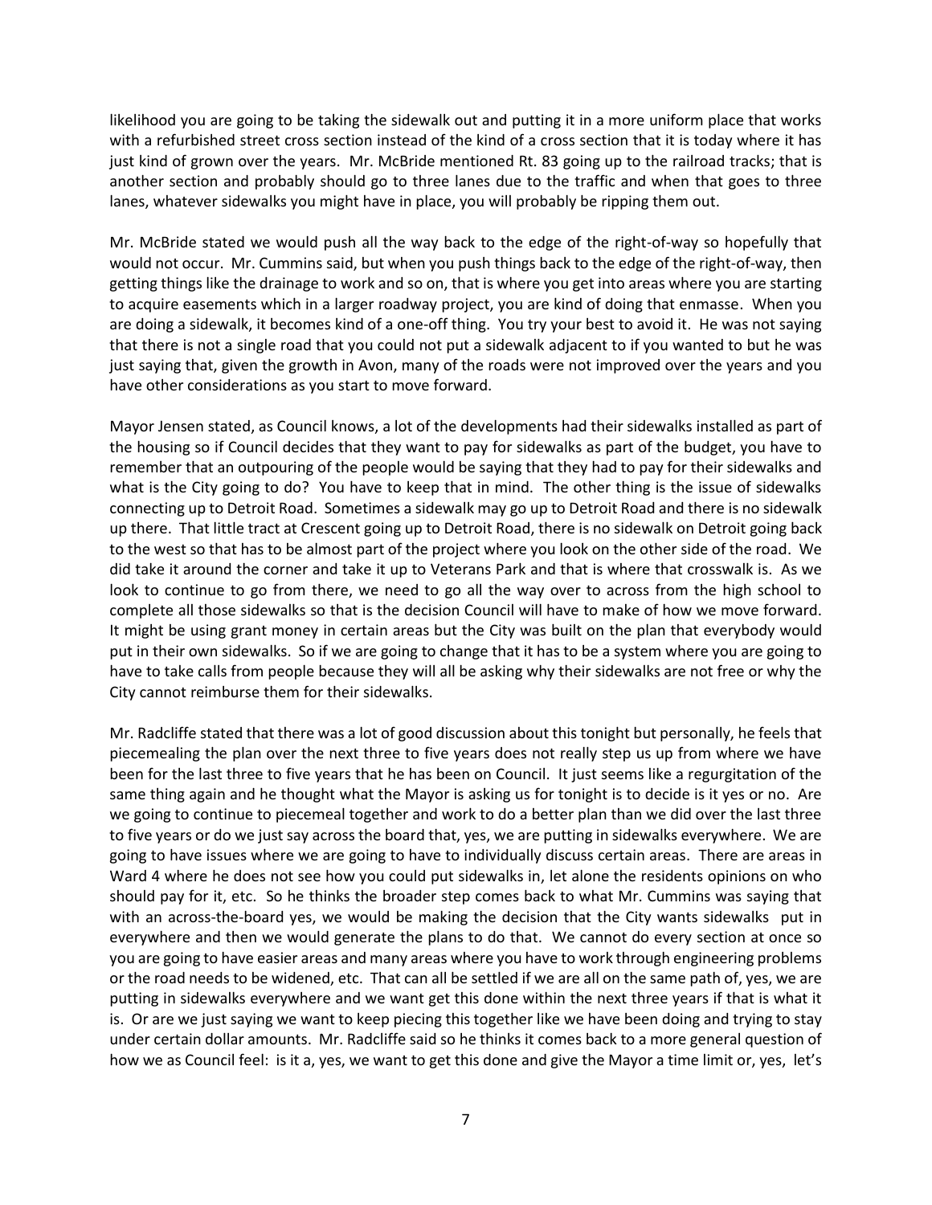likelihood you are going to be taking the sidewalk out and putting it in a more uniform place that works with a refurbished street cross section instead of the kind of a cross section that it is today where it has just kind of grown over the years. Mr. McBride mentioned Rt. 83 going up to the railroad tracks; that is another section and probably should go to three lanes due to the traffic and when that goes to three lanes, whatever sidewalks you might have in place, you will probably be ripping them out.

Mr. McBride stated we would push all the way back to the edge of the right-of-way so hopefully that would not occur. Mr. Cummins said, but when you push things back to the edge of the right-of-way, then getting things like the drainage to work and so on, that is where you get into areas where you are starting to acquire easements which in a larger roadway project, you are kind of doing that enmasse. When you are doing a sidewalk, it becomes kind of a one-off thing. You try your best to avoid it. He was not saying that there is not a single road that you could not put a sidewalk adjacent to if you wanted to but he was just saying that, given the growth in Avon, many of the roads were not improved over the years and you have other considerations as you start to move forward.

Mayor Jensen stated, as Council knows, a lot of the developments had their sidewalks installed as part of the housing so if Council decides that they want to pay for sidewalks as part of the budget, you have to remember that an outpouring of the people would be saying that they had to pay for their sidewalks and what is the City going to do? You have to keep that in mind. The other thing is the issue of sidewalks connecting up to Detroit Road. Sometimes a sidewalk may go up to Detroit Road and there is no sidewalk up there. That little tract at Crescent going up to Detroit Road, there is no sidewalk on Detroit going back to the west so that has to be almost part of the project where you look on the other side of the road. We did take it around the corner and take it up to Veterans Park and that is where that crosswalk is. As we look to continue to go from there, we need to go all the way over to across from the high school to complete all those sidewalks so that is the decision Council will have to make of how we move forward. It might be using grant money in certain areas but the City was built on the plan that everybody would put in their own sidewalks. So if we are going to change that it has to be a system where you are going to have to take calls from people because they will all be asking why their sidewalks are not free or why the City cannot reimburse them for their sidewalks.

Mr. Radcliffe stated that there was a lot of good discussion about this tonight but personally, he feels that piecemealing the plan over the next three to five years does not really step us up from where we have been for the last three to five years that he has been on Council. It just seems like a regurgitation of the same thing again and he thought what the Mayor is asking us for tonight is to decide is it yes or no. Are we going to continue to piecemeal together and work to do a better plan than we did over the last three to five years or do we just say across the board that, yes, we are putting in sidewalks everywhere. We are going to have issues where we are going to have to individually discuss certain areas. There are areas in Ward 4 where he does not see how you could put sidewalks in, let alone the residents opinions on who should pay for it, etc. So he thinks the broader step comes back to what Mr. Cummins was saying that with an across-the-board yes, we would be making the decision that the City wants sidewalks put in everywhere and then we would generate the plans to do that. We cannot do every section at once so you are going to have easier areas and many areas where you have to work through engineering problems or the road needs to be widened, etc. That can all be settled if we are all on the same path of, yes, we are putting in sidewalks everywhere and we want get this done within the next three years if that is what it is. Or are we just saying we want to keep piecing this together like we have been doing and trying to stay under certain dollar amounts. Mr. Radcliffe said so he thinks it comes back to a more general question of how we as Council feel: is it a, yes, we want to get this done and give the Mayor a time limit or, yes, let's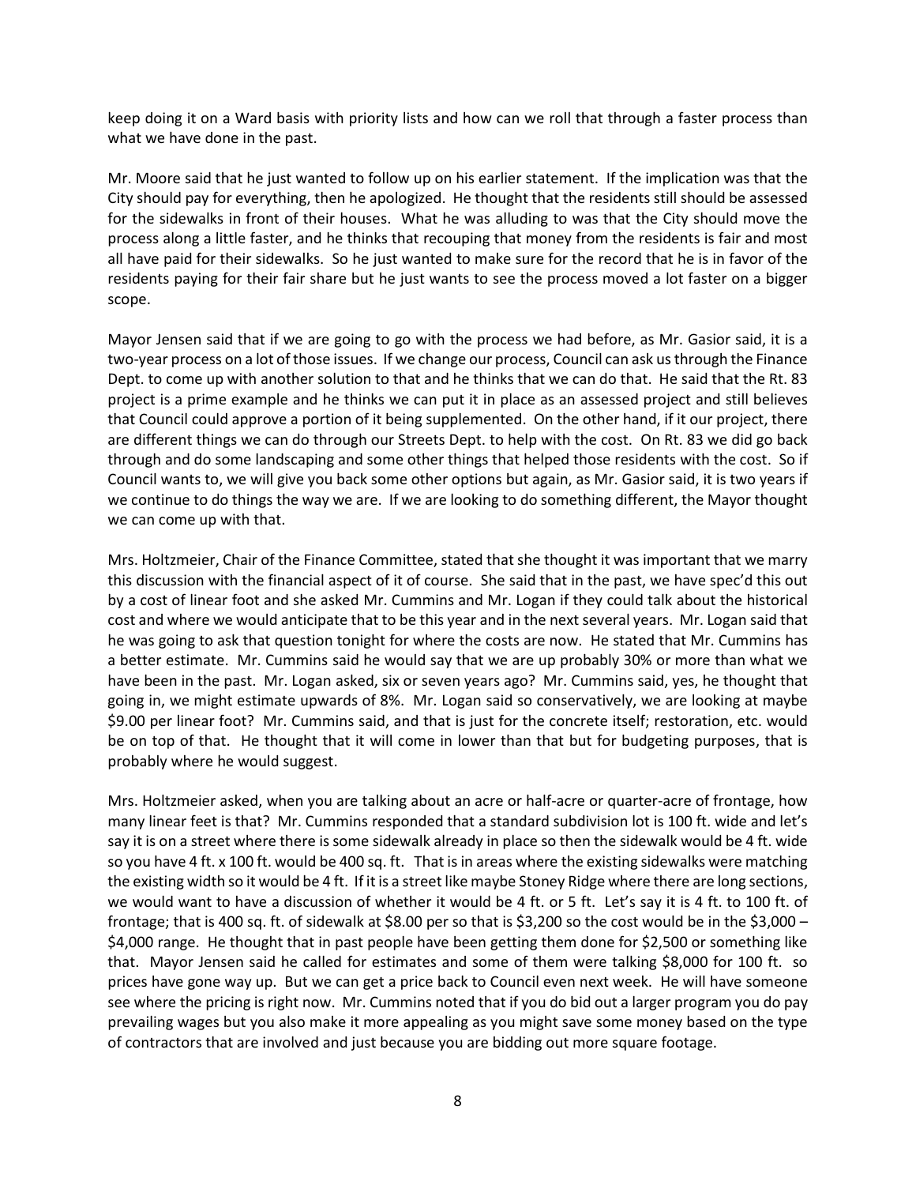keep doing it on a Ward basis with priority lists and how can we roll that through a faster process than what we have done in the past.

Mr. Moore said that he just wanted to follow up on his earlier statement. If the implication was that the City should pay for everything, then he apologized. He thought that the residents still should be assessed for the sidewalks in front of their houses. What he was alluding to was that the City should move the process along a little faster, and he thinks that recouping that money from the residents is fair and most all have paid for their sidewalks. So he just wanted to make sure for the record that he is in favor of the residents paying for their fair share but he just wants to see the process moved a lot faster on a bigger scope.

Mayor Jensen said that if we are going to go with the process we had before, as Mr. Gasior said, it is a two-year process on a lot of those issues. If we change our process, Council can ask us through the Finance Dept. to come up with another solution to that and he thinks that we can do that. He said that the Rt. 83 project is a prime example and he thinks we can put it in place as an assessed project and still believes that Council could approve a portion of it being supplemented. On the other hand, if it our project, there are different things we can do through our Streets Dept. to help with the cost. On Rt. 83 we did go back through and do some landscaping and some other things that helped those residents with the cost. So if Council wants to, we will give you back some other options but again, as Mr. Gasior said, it is two years if we continue to do things the way we are. If we are looking to do something different, the Mayor thought we can come up with that.

Mrs. Holtzmeier, Chair of the Finance Committee, stated that she thought it was important that we marry this discussion with the financial aspect of it of course. She said that in the past, we have spec'd this out by a cost of linear foot and she asked Mr. Cummins and Mr. Logan if they could talk about the historical cost and where we would anticipate that to be this year and in the next several years. Mr. Logan said that he was going to ask that question tonight for where the costs are now. He stated that Mr. Cummins has a better estimate. Mr. Cummins said he would say that we are up probably 30% or more than what we have been in the past. Mr. Logan asked, six or seven years ago? Mr. Cummins said, yes, he thought that going in, we might estimate upwards of 8%. Mr. Logan said so conservatively, we are looking at maybe $9.00 per linear foot? Mr. Cummins said, and that is just for the concrete itself; restoration, etc. would be on top of that. He thought that it will come in lower than that but for budgeting purposes, that is probably where he would suggest.

Mrs. Holtzmeier asked, when you are talking about an acre or half-acre or quarter-acre of frontage, how many linear feet is that? Mr. Cummins responded that a standard subdivision lot is 100 ft. wide and let's say it is on a street where there is some sidewalk already in place so then the sidewalk would be 4 ft. wide so you have 4 ft. x 100 ft. would be 400 sq. ft. That is in areas where the existing sidewalks were matching the existing width so it would be 4 ft. If it is a street like maybe Stoney Ridge where there are long sections, we would want to have a discussion of whether it would be 4 ft. or 5 ft. Let's say it is 4 ft. to 100 ft. of frontage; that is 400 sq. ft. of sidewalk at $8.00 per so that is $3,200 so the cost would be in the $3,000 – $4,000 range. He thought that in past people have been getting them done for $2,500 or something like that. Mayor Jensen said he called for estimates and some of them were talking $8,000 for 100 ft. so prices have gone way up. But we can get a price back to Council even next week. He will have someone see where the pricing is right now. Mr. Cummins noted that if you do bid out a larger program you do pay prevailing wages but you also make it more appealing as you might save some money based on the type of contractors that are involved and just because you are bidding out more square footage.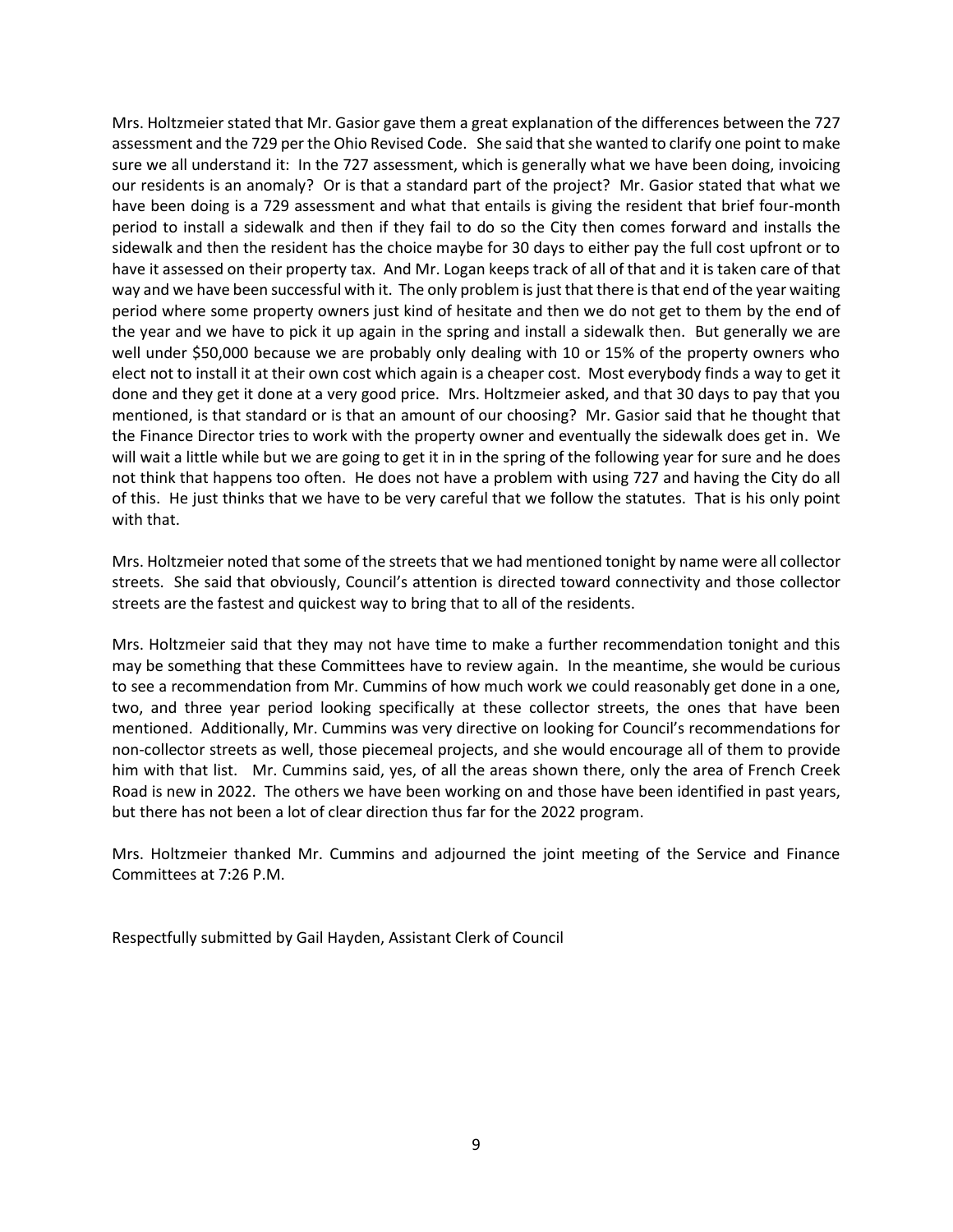Mrs. Holtzmeier stated that Mr. Gasior gave them a great explanation of the differences between the 727 assessment and the 729 per the Ohio Revised Code. She said that she wanted to clarify one point to make sure we all understand it: In the 727 assessment, which is generally what we have been doing, invoicing our residents is an anomaly? Or is that a standard part of the project? Mr. Gasior stated that what we have been doing is a 729 assessment and what that entails is giving the resident that brief four-month period to install a sidewalk and then if they fail to do so the City then comes forward and installs the sidewalk and then the resident has the choice maybe for 30 days to either pay the full cost upfront or to have it assessed on their property tax. And Mr. Logan keeps track of all of that and it is taken care of that way and we have been successful with it. The only problem is just that there is that end of the year waiting period where some property owners just kind of hesitate and then we do not get to them by the end of the year and we have to pick it up again in the spring and install a sidewalk then. But generally we are well under $50,000 because we are probably only dealing with 10 or 15% of the property owners who elect not to install it at their own cost which again is a cheaper cost. Most everybody finds a way to get it done and they get it done at a very good price. Mrs. Holtzmeier asked, and that 30 days to pay that you mentioned, is that standard or is that an amount of our choosing? Mr. Gasior said that he thought that the Finance Director tries to work with the property owner and eventually the sidewalk does get in. We will wait a little while but we are going to get it in in the spring of the following year for sure and he does not think that happens too often. He does not have a problem with using 727 and having the City do all of this. He just thinks that we have to be very careful that we follow the statutes. That is his only point with that.

Mrs. Holtzmeier noted that some of the streets that we had mentioned tonight by name were all collector streets. She said that obviously, Council's attention is directed toward connectivity and those collector streets are the fastest and quickest way to bring that to all of the residents.

Mrs. Holtzmeier said that they may not have time to make a further recommendation tonight and this may be something that these Committees have to review again. In the meantime, she would be curious to see a recommendation from Mr. Cummins of how much work we could reasonably get done in a one, two, and three year period looking specifically at these collector streets, the ones that have been mentioned. Additionally, Mr. Cummins was very directive on looking for Council's recommendations for non-collector streets as well, those piecemeal projects, and she would encourage all of them to provide him with that list. Mr. Cummins said, yes, of all the areas shown there, only the area of French Creek Road is new in 2022. The others we have been working on and those have been identified in past years, but there has not been a lot of clear direction thus far for the 2022 program.

Mrs. Holtzmeier thanked Mr. Cummins and adjourned the joint meeting of the Service and Finance Committees at 7:26 P.M.

Respectfully submitted by Gail Hayden, Assistant Clerk of Council